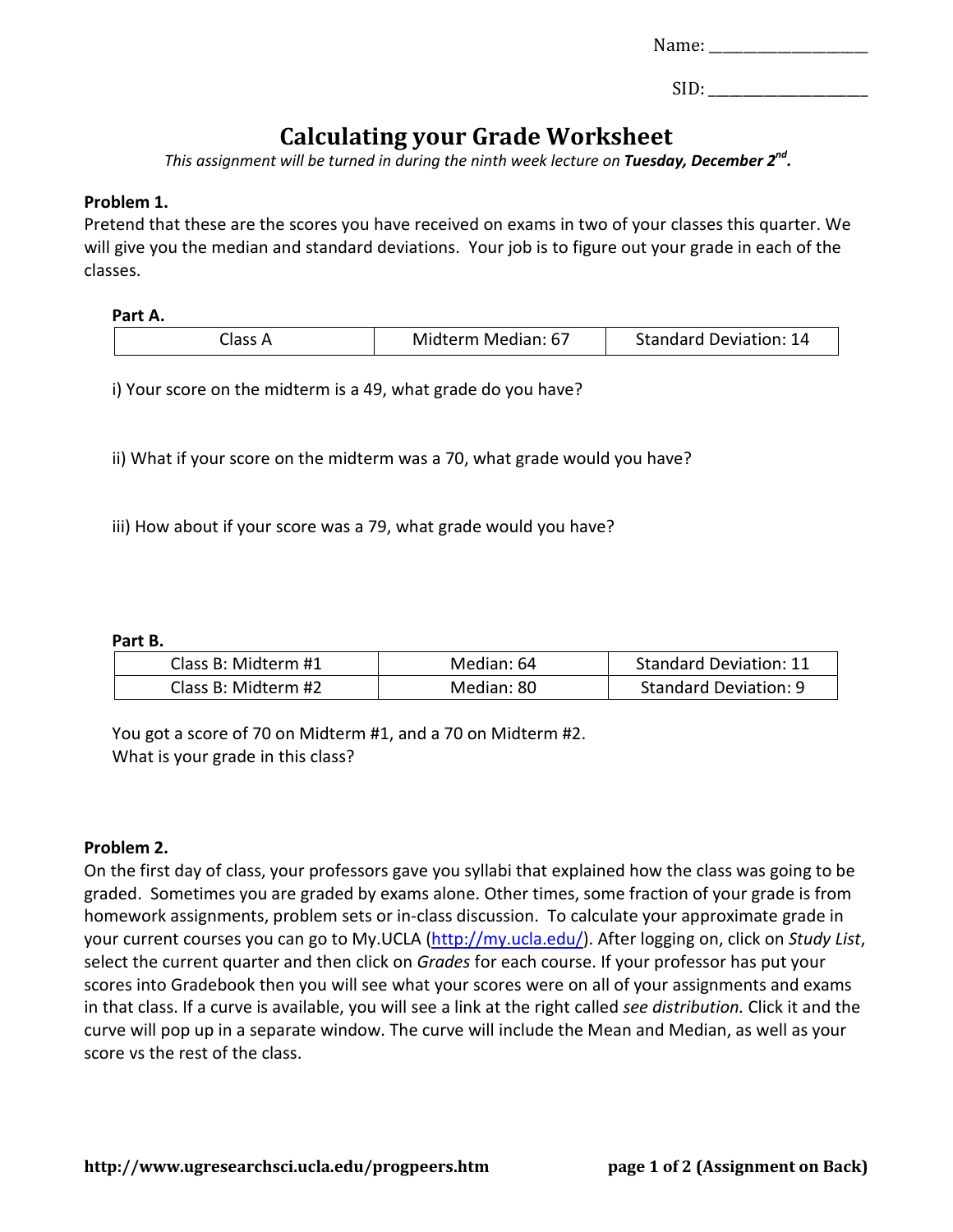Name: ____________________

SID: ____________________

# Calculating your Grade Worksheet

*This assignment will be turned in during the ninth week lecture on* ***Tuesday, December 2nd.***

**Problem 1.**

Pretend that these are the scores you have received on exams in two of your classes this quarter. We will give you the median and standard deviations. Your job is to figure out your grade in each of the classes.

**Part A.**

| Class A | Midterm Median: 67 | Standard Deviation: 14 |
|---|---|---|

i) Your score on the midterm is a 49, what grade do you have?

ii) What if your score on the midterm was a 70, what grade would you have?

iii) How about if your score was a 79, what grade would you have?

**Part B.**

| Class B: Midterm #1 | Median: 64 | Standard Deviation: 11 |
|---|---|---|
| Class B: Midterm #2 | Median: 80 | Standard Deviation: 9 |

You got a score of 70 on Midterm #1, and a 70 on Midterm #2.
What is your grade in this class?

**Problem 2.**

On the first day of class, your professors gave you syllabi that explained how the class was going to be graded. Sometimes you are graded by exams alone. Other times, some fraction of your grade is from homework assignments, problem sets or in-class discussion. To calculate your approximate grade in your current courses you can go to My.UCLA (http://my.ucla.edu/). After logging on, click on *Study List*, select the current quarter and then click on *Grades* for each course. If your professor has put your scores into Gradebook then you will see what your scores were on all of your assignments and exams in that class. If a curve is available, you will see a link at the right called *see distribution.* Click it and the curve will pop up in a separate window. The curve will include the Mean and Median, as well as your score vs the rest of the class.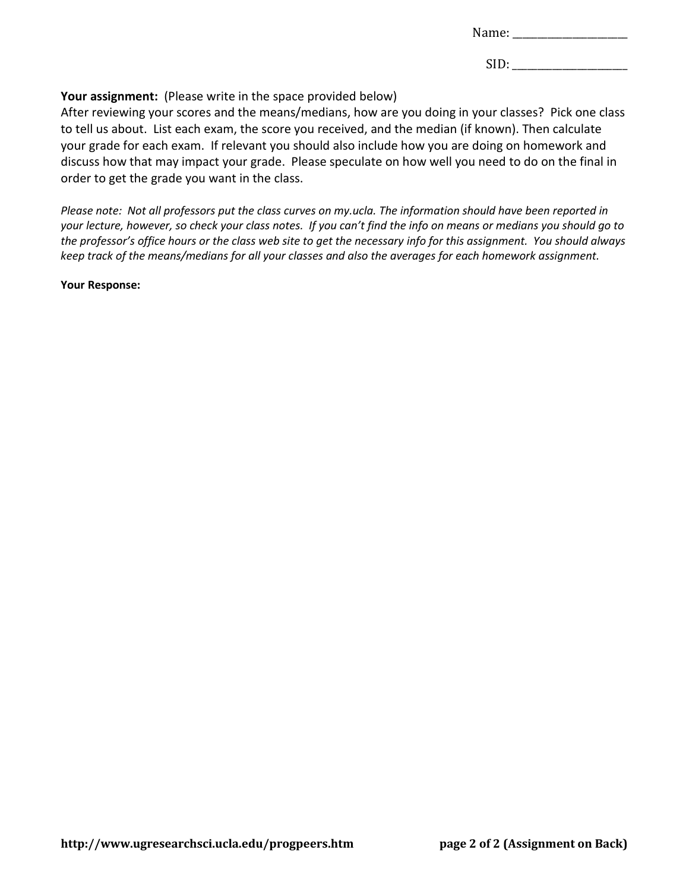Name: ____________________

SID: ____________________

**Your assignment:** (Please write in the space provided below)
After reviewing your scores and the means/medians, how are you doing in your classes? Pick one class to tell us about. List each exam, the score you received, and the median (if known). Then calculate your grade for each exam. If relevant you should also include how you are doing on homework and discuss how that may impact your grade. Please speculate on how well you need to do on the final in order to get the grade you want in the class.

*Please note: Not all professors put the class curves on my.ucla. The information should have been reported in your lecture, however, so check your class notes. If you can't find the info on means or medians you should go to the professor's office hours or the class web site to get the necessary info for this assignment. You should always keep track of the means/medians for all your classes and also the averages for each homework assignment.*

**Your Response:**

**http://www.ugresearchsci.ucla.edu/progpeers.htm** **(Assignment on Back)**